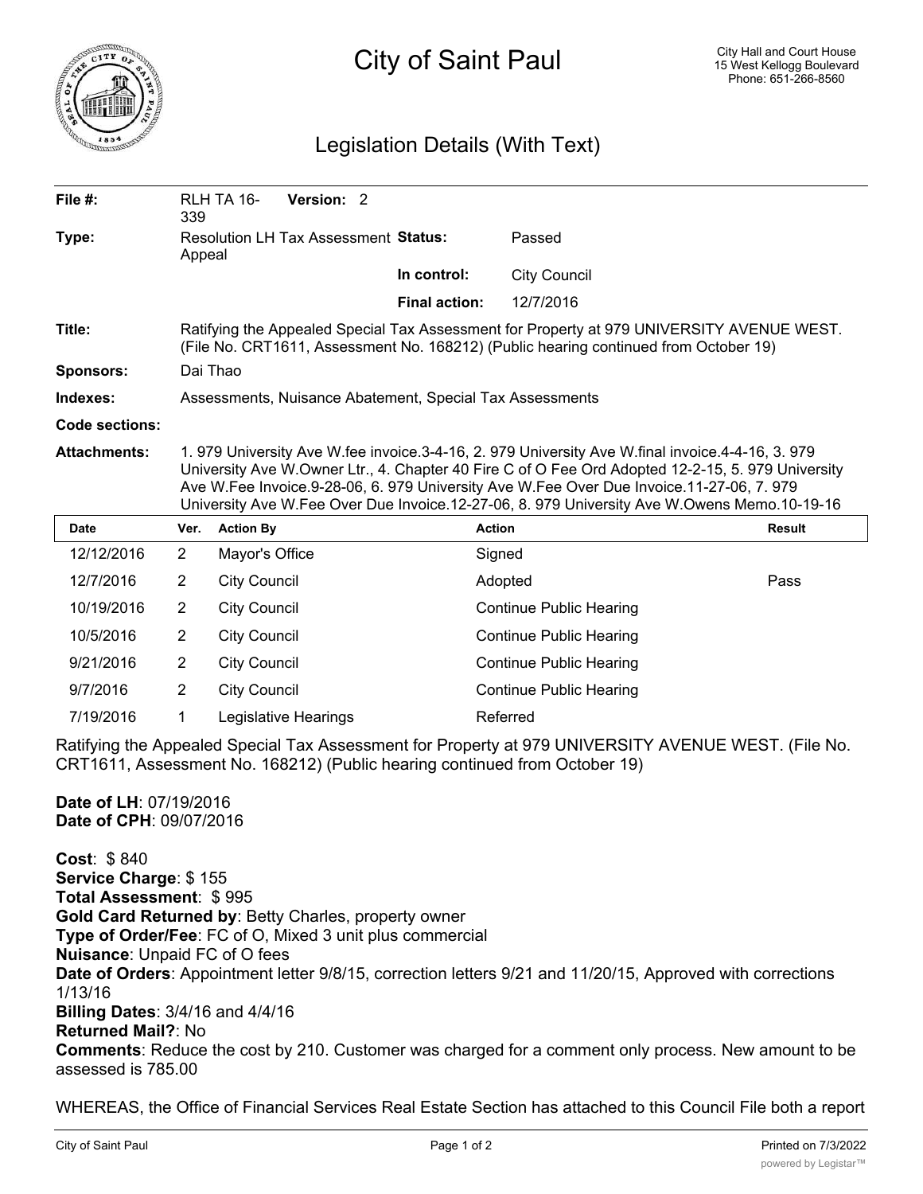# City of Saint Paul

City Hall and Court House
15 West Kellogg Boulevard
Phone: 651-266-8560

## Legislation Details (With Text)

| | | | |
|---|---|---|---|
| **File #:** | RLH TA 16-339 **Version:** 2 | | |
| **Type:** | Resolution LH Tax Assessment Appeal | **Status:** | Passed |
| | | **In control:** | City Council |
| | | **Final action:** | 12/7/2016 |
| **Title:** | Ratifying the Appealed Special Tax Assessment for Property at 979 UNIVERSITY AVENUE WEST. (File No. CRT1611, Assessment No. 168212) (Public hearing continued from October 19) | | |
| **Sponsors:** | Dai Thao | | |
| **Indexes:** | Assessments, Nuisance Abatement, Special Tax Assessments | | |
| **Code sections:** | | | |
| **Attachments:** | 1. 979 University Ave W.fee invoice.3-4-16, 2. 979 University Ave W.final invoice.4-4-16, 3. 979 University Ave W.Owner Ltr., 4. Chapter 40 Fire C of O Fee Ord Adopted 12-2-15, 5. 979 University Ave W.Fee Invoice.9-28-06, 6. 979 University Ave W.Fee Over Due Invoice.11-27-06, 7. 979 University Ave W.Fee Over Due Invoice.12-27-06, 8. 979 University Ave W.Owens Memo.10-19-16 | | |

| Date | Ver. | Action By | Action | Result |
|---|---|---|---|---|
| 12/12/2016 | 2 | Mayor's Office | Signed | |
| 12/7/2016 | 2 | City Council | Adopted | Pass |
| 10/19/2016 | 2 | City Council | Continue Public Hearing | |
| 10/5/2016 | 2 | City Council | Continue Public Hearing | |
| 9/21/2016 | 2 | City Council | Continue Public Hearing | |
| 9/7/2016 | 2 | City Council | Continue Public Hearing | |
| 7/19/2016 | 1 | Legislative Hearings | Referred | |

Ratifying the Appealed Special Tax Assessment for Property at 979 UNIVERSITY AVENUE WEST. (File No. CRT1611, Assessment No. 168212) (Public hearing continued from October 19)

**Date of LH**: 07/19/2016
**Date of CPH**: 09/07/2016

**Cost**: $ 840
**Service Charge**: $ 155
**Total Assessment**: $ 995
**Gold Card Returned by**: Betty Charles, property owner
**Type of Order/Fee**: FC of O, Mixed 3 unit plus commercial
**Nuisance**: Unpaid FC of O fees
**Date of Orders**: Appointment letter 9/8/15, correction letters 9/21 and 11/20/15, Approved with corrections 1/13/16
**Billing Dates**: 3/4/16 and 4/4/16
**Returned Mail?**: No
**Comments**: Reduce the cost by 210. Customer was charged for a comment only process. New amount to be assessed is 785.00

WHEREAS, the Office of Financial Services Real Estate Section has attached to this Council File both a report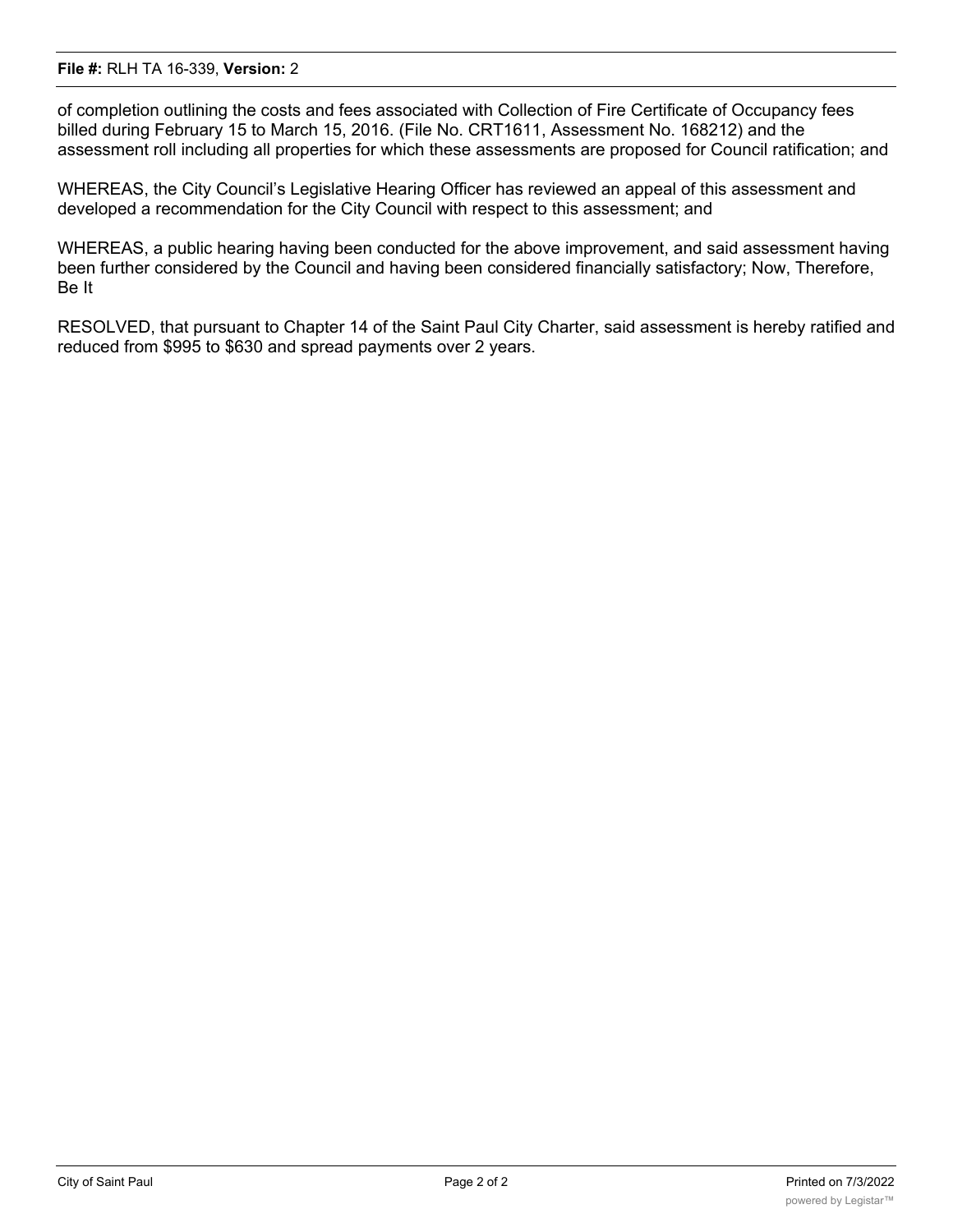of completion outlining the costs and fees associated with Collection of Fire Certificate of Occupancy fees billed during February 15 to March 15, 2016. (File No. CRT1611, Assessment No. 168212) and the assessment roll including all properties for which these assessments are proposed for Council ratification; and

WHEREAS, the City Council's Legislative Hearing Officer has reviewed an appeal of this assessment and developed a recommendation for the City Council with respect to this assessment; and

WHEREAS, a public hearing having been conducted for the above improvement, and said assessment having been further considered by the Council and having been considered financially satisfactory; Now, Therefore, Be It

RESOLVED, that pursuant to Chapter 14 of the Saint Paul City Charter, said assessment is hereby ratified and reduced from $995 to $630 and spread payments over 2 years.